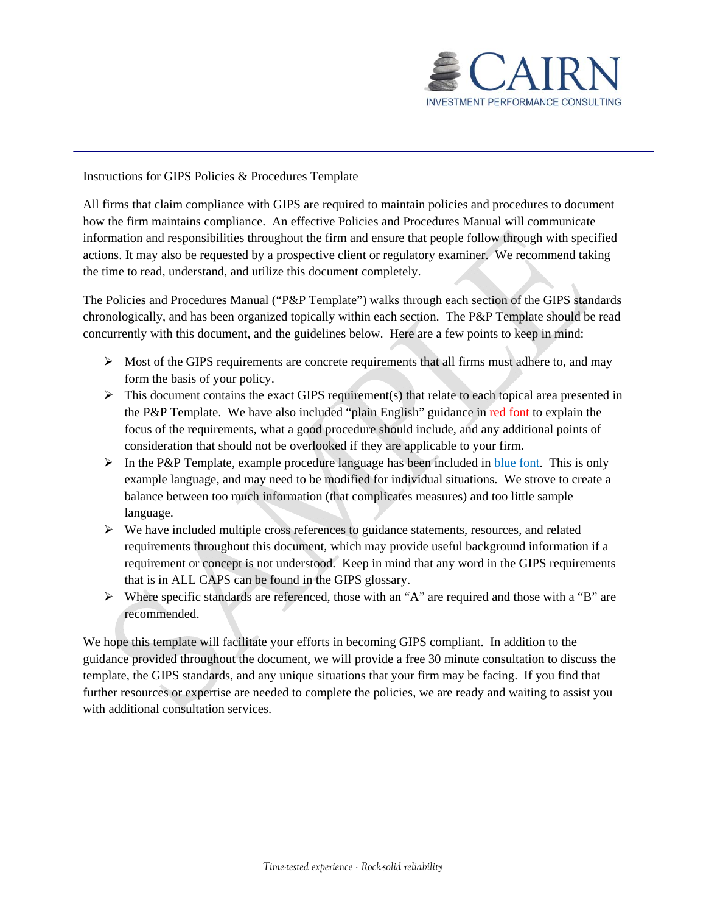Instructions for GIPS Policies & Procedures Template

All firms that claim compliance with GIPS are required to maintain policies and procedures to document how the firm maintains compliance. An effective Policies and Procedures Manual will communicate information and responsibilities throughout the firm and ensure that people follow through with specified actions. It may also be requested by a prospective client or regulatory examiner. We recommend taking the time to read, understand, and utilize this document completely.

The Policies and Procedures Manual ("P&P Template") walks through each section of the GIPS standards chronologically, and has been organized topically within each section. The P&P Template should be read concurrently with this document, and the guidelines below. Here are a few points to keep in mind:

- Most of the GIPS requirements are concrete requirements that all firms must adhere to, and may form the basis of your policy.
- This document contains the exact GIPS requirement(s) that relate to each topical area presented in the P&P Template. We have also included "plain English" guidance in red font to explain the focus of the requirements, what a good procedure should include, and any additional points of consideration that should not be overlooked if they are applicable to your firm.
- In the P&P Template, example procedure language has been included in blue font. This is only example language, and may need to be modified for individual situations. We strove to create a balance between too much information (that complicates measures) and too little sample language.
- We have included multiple cross references to guidance statements, resources, and related requirements throughout this document, which may provide useful background information if a requirement or concept is not understood. Keep in mind that any word in the GIPS requirements that is in ALL CAPS can be found in the GIPS glossary.
- Where specific standards are referenced, those with an "A" are required and those with a "B" are recommended.

We hope this template will facilitate your efforts in becoming GIPS compliant. In addition to the guidance provided throughout the document, we will provide a free 30 minute consultation to discuss the template, the GIPS standards, and any unique situations that your firm may be facing. If you find that further resources or expertise are needed to complete the policies, we are ready and waiting to assist you with additional consultation services.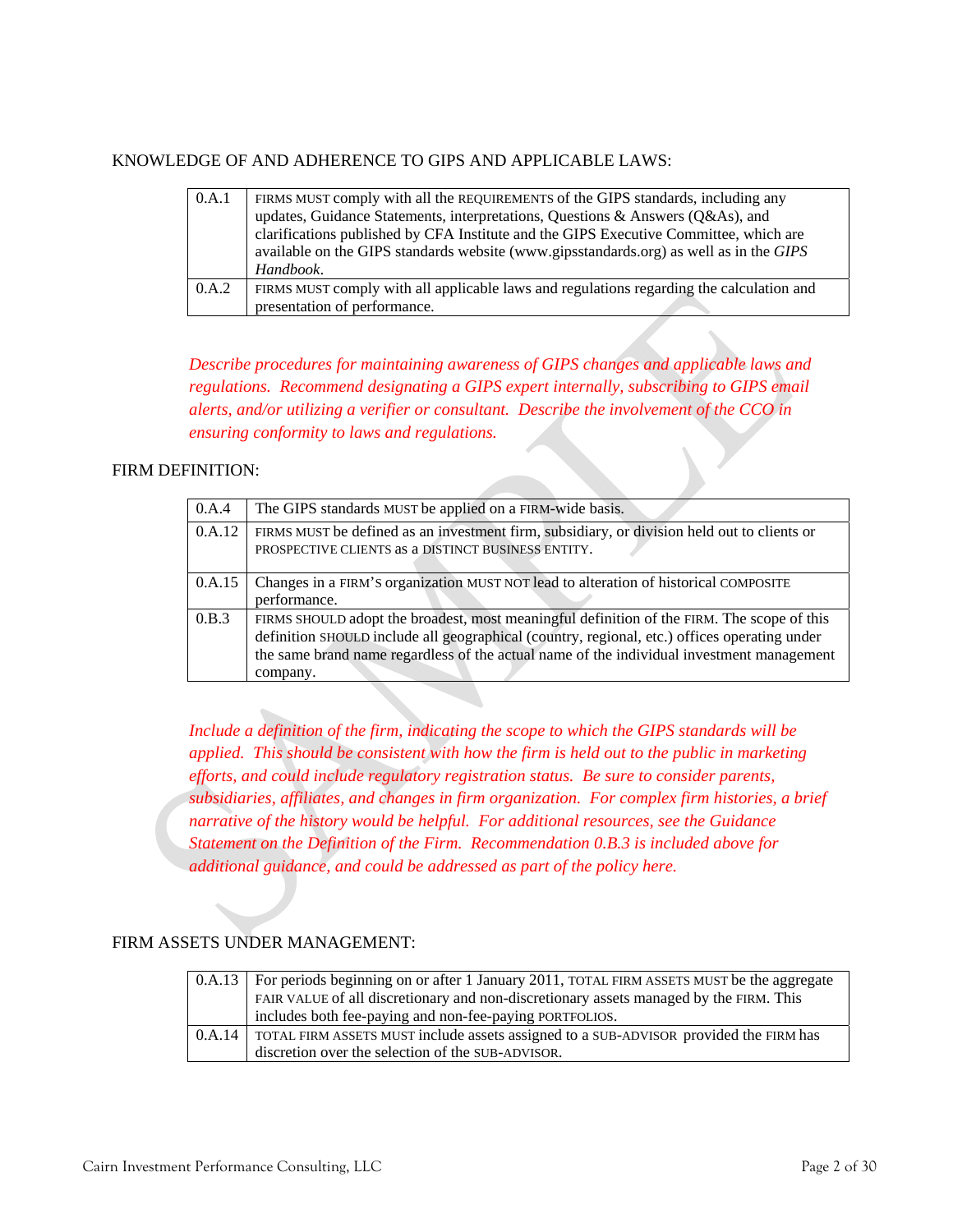KNOWLEDGE OF AND ADHERENCE TO GIPS AND APPLICABLE LAWS:

| | |
|---|---|
| 0.A.1 | FIRMS MUST comply with all the REQUIREMENTS of the GIPS standards, including any updates, Guidance Statements, interpretations, Questions & Answers (Q&As), and clarifications published by CFA Institute and the GIPS Executive Committee, which are available on the GIPS standards website (www.gipsstandards.org) as well as in the *GIPS Handbook*. |
| 0.A.2 | FIRMS MUST comply with all applicable laws and regulations regarding the calculation and presentation of performance. |

*Describe procedures for maintaining awareness of GIPS changes and applicable laws and regulations. Recommend designating a GIPS expert internally, subscribing to GIPS email alerts, and/or utilizing a verifier or consultant. Describe the involvement of the CCO in ensuring conformity to laws and regulations.*

FIRM DEFINITION:

| | |
|---|---|
| 0.A.4 | The GIPS standards MUST be applied on a FIRM-wide basis. |
| 0.A.12 | FIRMS MUST be defined as an investment firm, subsidiary, or division held out to clients or PROSPECTIVE CLIENTS as a DISTINCT BUSINESS ENTITY. |
| 0.A.15 | Changes in a FIRM'S organization MUST NOT lead to alteration of historical COMPOSITE performance. |
| 0.B.3 | FIRMS SHOULD adopt the broadest, most meaningful definition of the FIRM. The scope of this definition SHOULD include all geographical (country, regional, etc.) offices operating under the same brand name regardless of the actual name of the individual investment management company. |

*Include a definition of the firm, indicating the scope to which the GIPS standards will be applied. This should be consistent with how the firm is held out to the public in marketing efforts, and could include regulatory registration status. Be sure to consider parents, subsidiaries, affiliates, and changes in firm organization. For complex firm histories, a brief narrative of the history would be helpful. For additional resources, see the Guidance Statement on the Definition of the Firm. Recommendation 0.B.3 is included above for additional guidance, and could be addressed as part of the policy here.*

FIRM ASSETS UNDER MANAGEMENT:

| | |
|---|---|
| 0.A.13 | For periods beginning on or after 1 January 2011, TOTAL FIRM ASSETS MUST be the aggregate FAIR VALUE of all discretionary and non-discretionary assets managed by the FIRM. This includes both fee-paying and non-fee-paying PORTFOLIOS. |
| 0.A.14 | TOTAL FIRM ASSETS MUST include assets assigned to a SUB-ADVISOR provided the FIRM has discretion over the selection of the SUB-ADVISOR. |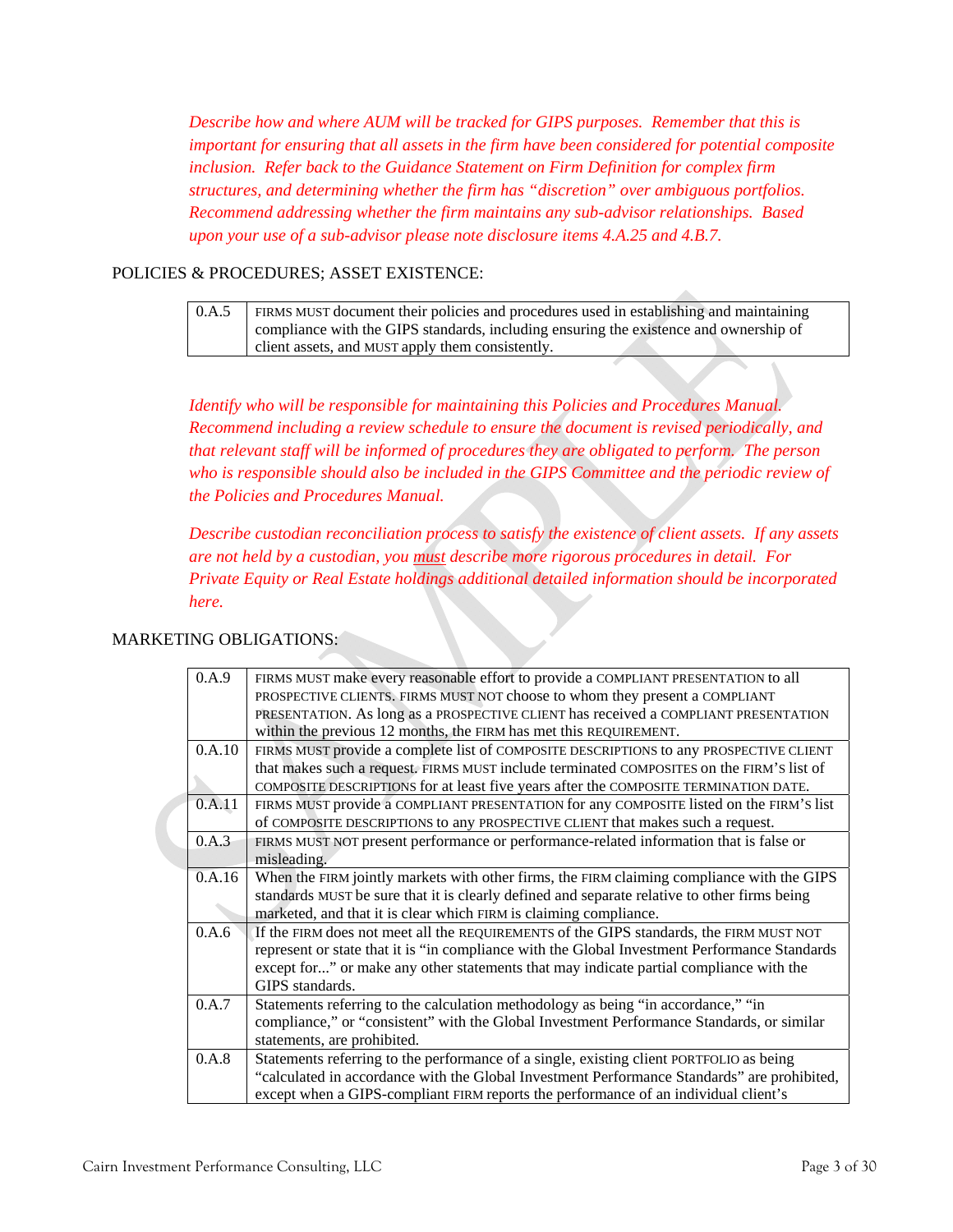*Describe how and where AUM will be tracked for GIPS purposes. Remember that this is important for ensuring that all assets in the firm have been considered for potential composite inclusion. Refer back to the Guidance Statement on Firm Definition for complex firm structures, and determining whether the firm has "discretion" over ambiguous portfolios. Recommend addressing whether the firm maintains any sub-advisor relationships. Based upon your use of a sub-advisor please note disclosure items 4.A.25 and 4.B.7.*

POLICIES & PROCEDURES; ASSET EXISTENCE:

| | |
|---|---|
| 0.A.5 | FIRMS MUST document their policies and procedures used in establishing and maintaining compliance with the GIPS standards, including ensuring the existence and ownership of client assets, and MUST apply them consistently. |

*Identify who will be responsible for maintaining this Policies and Procedures Manual. Recommend including a review schedule to ensure the document is revised periodically, and that relevant staff will be informed of procedures they are obligated to perform. The person who is responsible should also be included in the GIPS Committee and the periodic review of the Policies and Procedures Manual.*

*Describe custodian reconciliation process to satisfy the existence of client assets. If any assets are not held by a custodian, you must describe more rigorous procedures in detail. For Private Equity or Real Estate holdings additional detailed information should be incorporated here.*

MARKETING OBLIGATIONS:

| | |
|---|---|
| 0.A.9 | FIRMS MUST make every reasonable effort to provide a COMPLIANT PRESENTATION to all PROSPECTIVE CLIENTS. FIRMS MUST NOT choose to whom they present a COMPLIANT PRESENTATION. As long as a PROSPECTIVE CLIENT has received a COMPLIANT PRESENTATION within the previous 12 months, the FIRM has met this REQUIREMENT. |
| 0.A.10 | FIRMS MUST provide a complete list of COMPOSITE DESCRIPTIONS to any PROSPECTIVE CLIENT that makes such a request. FIRMS MUST include terminated COMPOSITES on the FIRM'S list of COMPOSITE DESCRIPTIONS for at least five years after the COMPOSITE TERMINATION DATE. |
| 0.A.11 | FIRMS MUST provide a COMPLIANT PRESENTATION for any COMPOSITE listed on the FIRM'S list of COMPOSITE DESCRIPTIONS to any PROSPECTIVE CLIENT that makes such a request. |
| 0.A.3 | FIRMS MUST NOT present performance or performance-related information that is false or misleading. |
| 0.A.16 | When the FIRM jointly markets with other firms, the FIRM claiming compliance with the GIPS standards MUST be sure that it is clearly defined and separate relative to other firms being marketed, and that it is clear which FIRM is claiming compliance. |
| 0.A.6 | If the FIRM does not meet all the REQUIREMENTS of the GIPS standards, the FIRM MUST NOT represent or state that it is "in compliance with the Global Investment Performance Standards except for..." or make any other statements that may indicate partial compliance with the GIPS standards. |
| 0.A.7 | Statements referring to the calculation methodology as being "in accordance," "in compliance," or "consistent" with the Global Investment Performance Standards, or similar statements, are prohibited. |
| 0.A.8 | Statements referring to the performance of a single, existing client PORTFOLIO as being "calculated in accordance with the Global Investment Performance Standards" are prohibited, except when a GIPS-compliant FIRM reports the performance of an individual client's |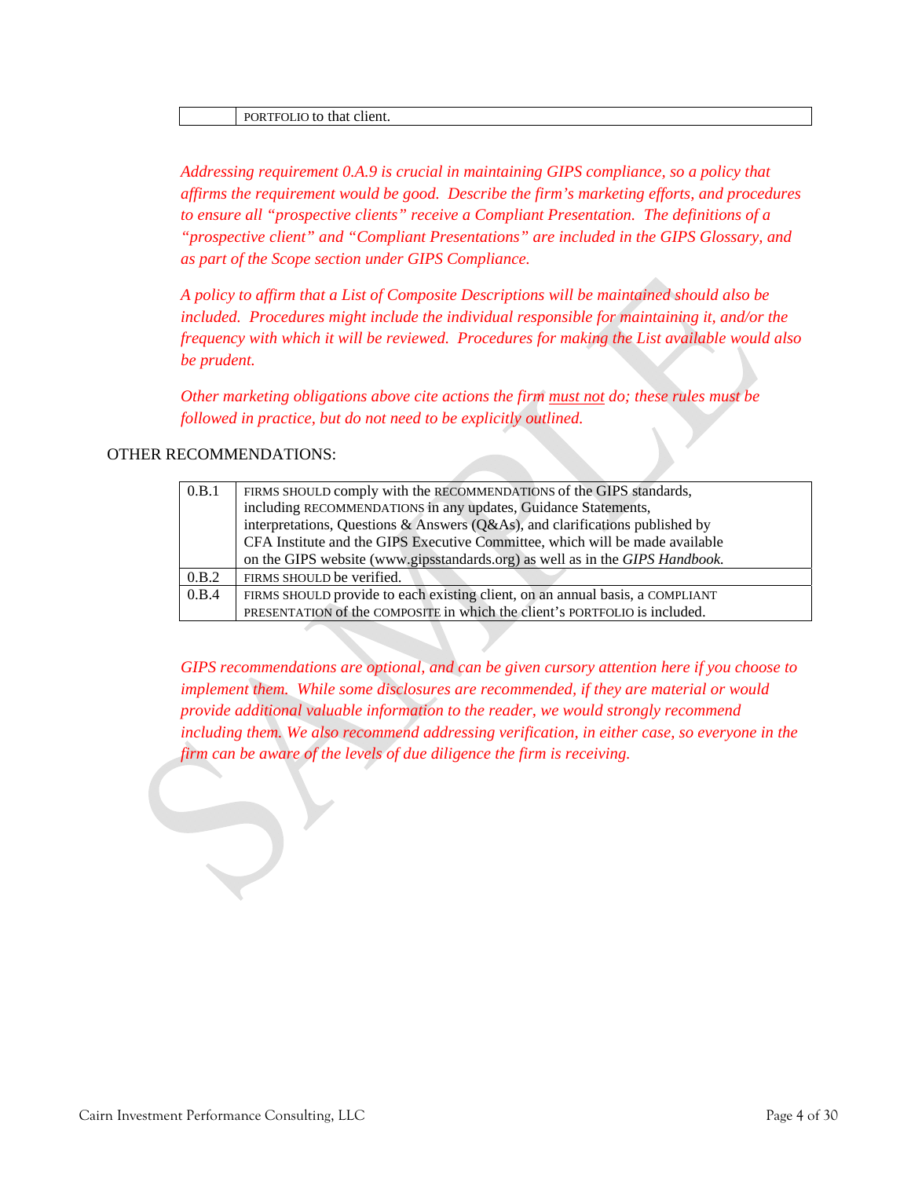| | |
|---|---|
| | PORTFOLIO to that client. |

*Addressing requirement 0.A.9 is crucial in maintaining GIPS compliance, so a policy that affirms the requirement would be good. Describe the firm's marketing efforts, and procedures to ensure all "prospective clients" receive a Compliant Presentation. The definitions of a "prospective client" and "Compliant Presentations" are included in the GIPS Glossary, and as part of the Scope section under GIPS Compliance.*

*A policy to affirm that a List of Composite Descriptions will be maintained should also be included. Procedures might include the individual responsible for maintaining it, and/or the frequency with which it will be reviewed. Procedures for making the List available would also be prudent.*

*Other marketing obligations above cite actions the firm must not do; these rules must be followed in practice, but do not need to be explicitly outlined.*

OTHER RECOMMENDATIONS:

| | |
|---|---|
| 0.B.1 | FIRMS SHOULD comply with the RECOMMENDATIONS of the GIPS standards, including RECOMMENDATIONS in any updates, Guidance Statements, interpretations, Questions & Answers (Q&As), and clarifications published by CFA Institute and the GIPS Executive Committee, which will be made available on the GIPS website (www.gipsstandards.org) as well as in the *GIPS Handbook.* |
| 0.B.2 | FIRMS SHOULD be verified. |
| 0.B.4 | FIRMS SHOULD provide to each existing client, on an annual basis, a COMPLIANT PRESENTATION of the COMPOSITE in which the client's PORTFOLIO is included. |

*GIPS recommendations are optional, and can be given cursory attention here if you choose to implement them. While some disclosures are recommended, if they are material or would provide additional valuable information to the reader, we would strongly recommend including them. We also recommend addressing verification, in either case, so everyone in the firm can be aware of the levels of due diligence the firm is receiving.*